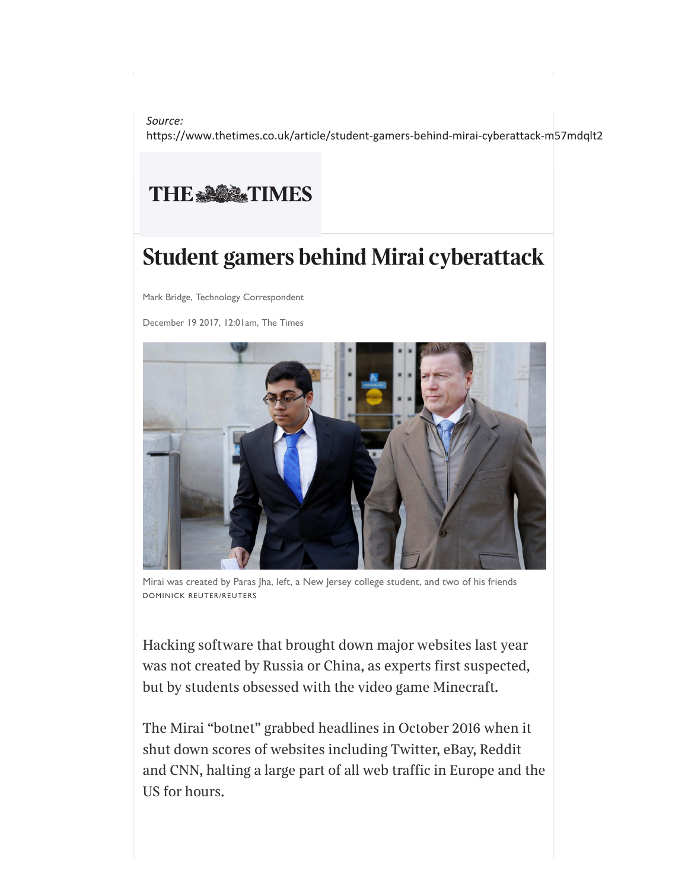*Source:*
https://www.thetimes.co.uk/article/student-gamers-behind-mirai-cyberattack-m57mdqlt2

THE TIMES

# Student gamers behind Mirai cyberattack

Mark Bridge, Technology Correspondent

December 19 2017, 12:01am, The Times

Mirai was created by Paras Jha, left, a New Jersey college student, and two of his friends
DOMINICK REUTER/REUTERS

Hacking software that brought down major websites last year was not created by Russia or China, as experts first suspected, but by students obsessed with the video game Minecraft.

The Mirai "botnet" grabbed headlines in October 2016 when it shut down scores of websites including Twitter, eBay, Reddit and CNN, halting a large part of all web traffic in Europe and the US for hours.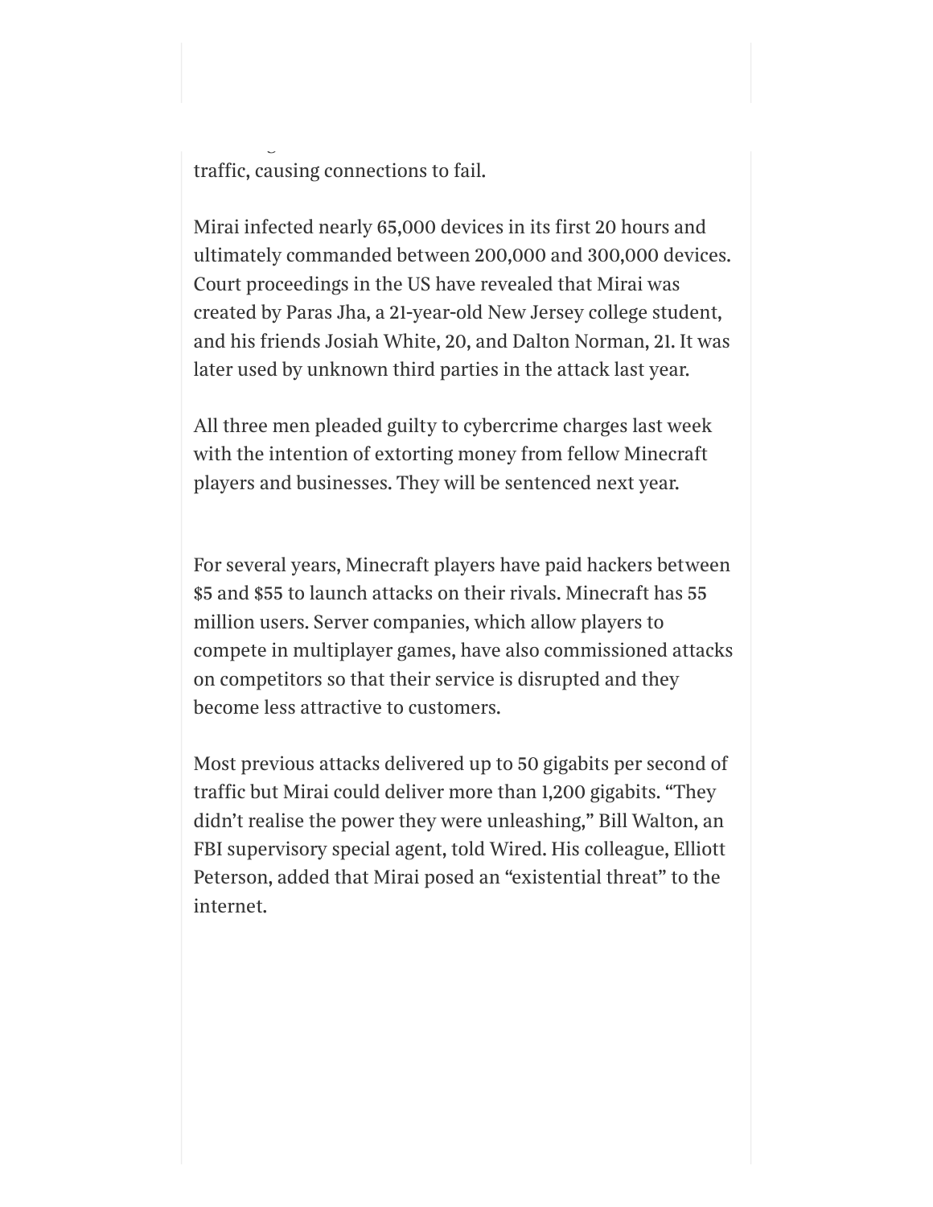traffic, causing connections to fail.

Mirai infected nearly 65,000 devices in its first 20 hours and ultimately commanded between 200,000 and 300,000 devices. Court proceedings in the US have revealed that Mirai was created by Paras Jha, a 21-year-old New Jersey college student, and his friends Josiah White, 20, and Dalton Norman, 21. It was later used by unknown third parties in the attack last year.

All three men pleaded guilty to cybercrime charges last week with the intention of extorting money from fellow Minecraft players and businesses. They will be sentenced next year.

For several years, Minecraft players have paid hackers between $5 and $55 to launch attacks on their rivals. Minecraft has 55 million users. Server companies, which allow players to compete in multiplayer games, have also commissioned attacks on competitors so that their service is disrupted and they become less attractive to customers.

Most previous attacks delivered up to 50 gigabits per second of traffic but Mirai could deliver more than 1,200 gigabits. "They didn't realise the power they were unleashing," Bill Walton, an FBI supervisory special agent, told Wired. His colleague, Elliott Peterson, added that Mirai posed an "existential threat" to the internet.